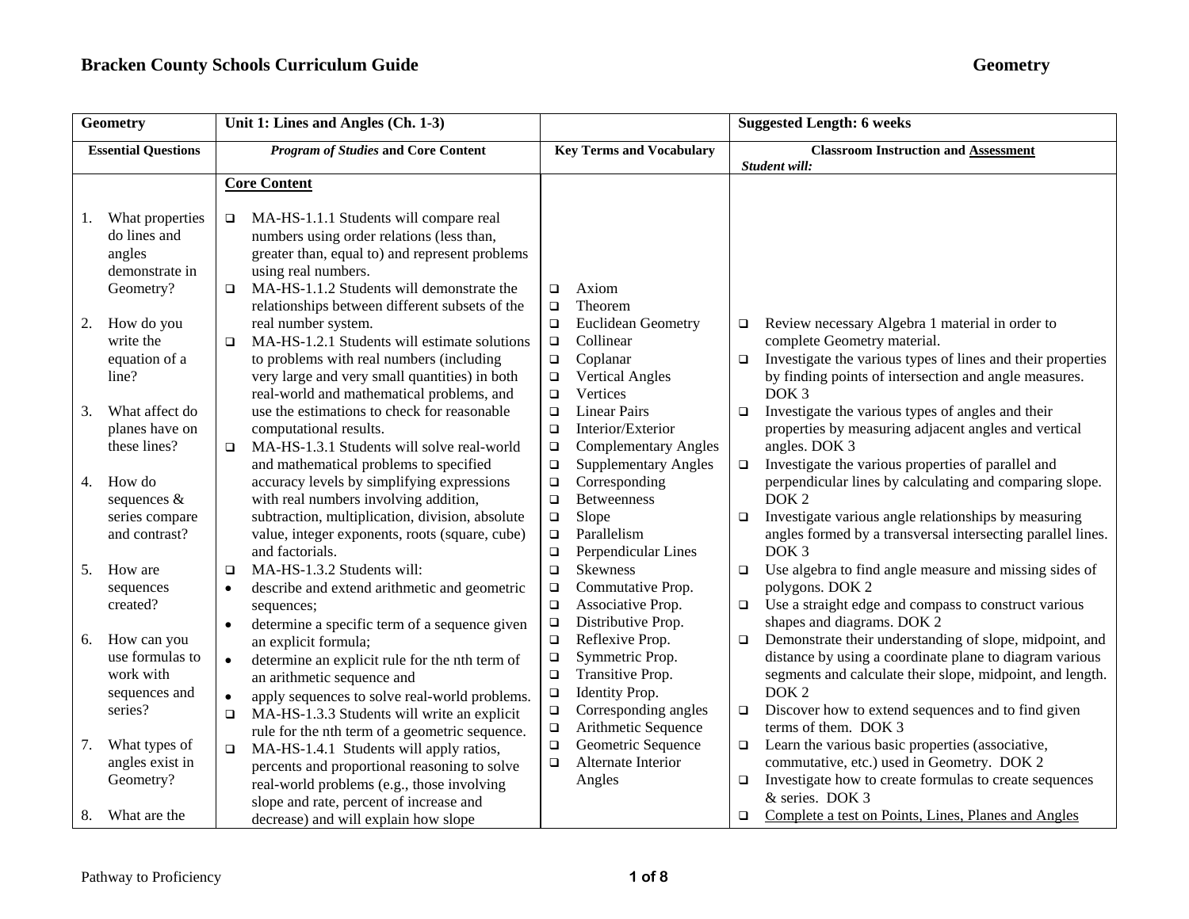# Bracken County Schools Curriculum Guide — Geometry

| Geometry | Unit 1: Lines and Angles (Ch. 1-3) | | Suggested Length: 6 weeks |
|---|---|---|---|
| **Essential Questions** | ***Program of Studies* and Core Content** | **Key Terms and Vocabulary** | **Classroom Instruction and Assessment** *Student will:* |
| 1. What properties do lines and angles demonstrate in Geometry?<br><br>2. How do you write the equation of a line?<br><br>3. What affect do planes have on these lines?<br><br>4. How do sequences & series compare and contrast?<br><br>5. How are sequences created?<br><br>6. How can you use formulas to work with sequences and series?<br><br>7. What types of angles exist in Geometry?<br><br>8. What are the | **Core Content**<br><br>❑ MA-HS-1.1.1 Students will compare real numbers using order relations (less than, greater than, equal to) and represent problems using real numbers.<br>❑ MA-HS-1.1.2 Students will demonstrate the relationships between different subsets of the real number system.<br>❑ MA-HS-1.2.1 Students will estimate solutions to problems with real numbers (including very large and very small quantities) in both real-world and mathematical problems, and use the estimations to check for reasonable computational results.<br>❑ MA-HS-1.3.1 Students will solve real-world and mathematical problems to specified accuracy levels by simplifying expressions with real numbers involving addition, subtraction, multiplication, division, absolute value, integer exponents, roots (square, cube) and factorials.<br>❑ MA-HS-1.3.2 Students will:<br>• describe and extend arithmetic and geometric sequences;<br>• determine a specific term of a sequence given an explicit formula;<br>• determine an explicit rule for the nth term of an arithmetic sequence and<br>• apply sequences to solve real-world problems.<br>❑ MA-HS-1.3.3 Students will write an explicit rule for the nth term of a geometric sequence.<br>❑ MA-HS-1.4.1 Students will apply ratios, percents and proportional reasoning to solve real-world problems (e.g., those involving slope and rate, percent of increase and decrease) and will explain how slope | ❑ Axiom<br>❑ Theorem<br>❑ Euclidean Geometry<br>❑ Collinear<br>❑ Coplanar<br>❑ Vertical Angles<br>❑ Vertices<br>❑ Linear Pairs<br>❑ Interior/Exterior<br>❑ Complementary Angles<br>❑ Supplementary Angles<br>❑ Corresponding<br>❑ Betweenness<br>❑ Slope<br>❑ Parallelism<br>❑ Perpendicular Lines<br>❑ Skewness<br>❑ Commutative Prop.<br>❑ Associative Prop.<br>❑ Distributive Prop.<br>❑ Reflexive Prop.<br>❑ Symmetric Prop.<br>❑ Transitive Prop.<br>❑ Identity Prop.<br>❑ Corresponding angles<br>❑ Arithmetic Sequence<br>❑ Geometric Sequence<br>❑ Alternate Interior Angles | ❑ Review necessary Algebra 1 material in order to complete Geometry material.<br>❑ Investigate the various types of lines and their properties by finding points of intersection and angle measures. DOK 3<br>❑ Investigate the various types of angles and their properties by measuring adjacent angles and vertical angles. DOK 3<br>❑ Investigate the various properties of parallel and perpendicular lines by calculating and comparing slope. DOK 2<br>❑ Investigate various angle relationships by measuring angles formed by a transversal intersecting parallel lines. DOK 3<br>❑ Use algebra to find angle measure and missing sides of polygons. DOK 2<br>❑ Use a straight edge and compass to construct various shapes and diagrams. DOK 2<br>❑ Demonstrate their understanding of slope, midpoint, and distance by using a coordinate plane to diagram various segments and calculate their slope, midpoint, and length. DOK 2<br>❑ Discover how to extend sequences and to find given terms of them. DOK 3<br>❑ Learn the various basic properties (associative, commutative, etc.) used in Geometry. DOK 2<br>❑ Investigate how to create formulas to create sequences & series. DOK 3<br>❑ <u>Complete a test on Points, Lines, Planes and Angles</u> |

Pathway to Proficiency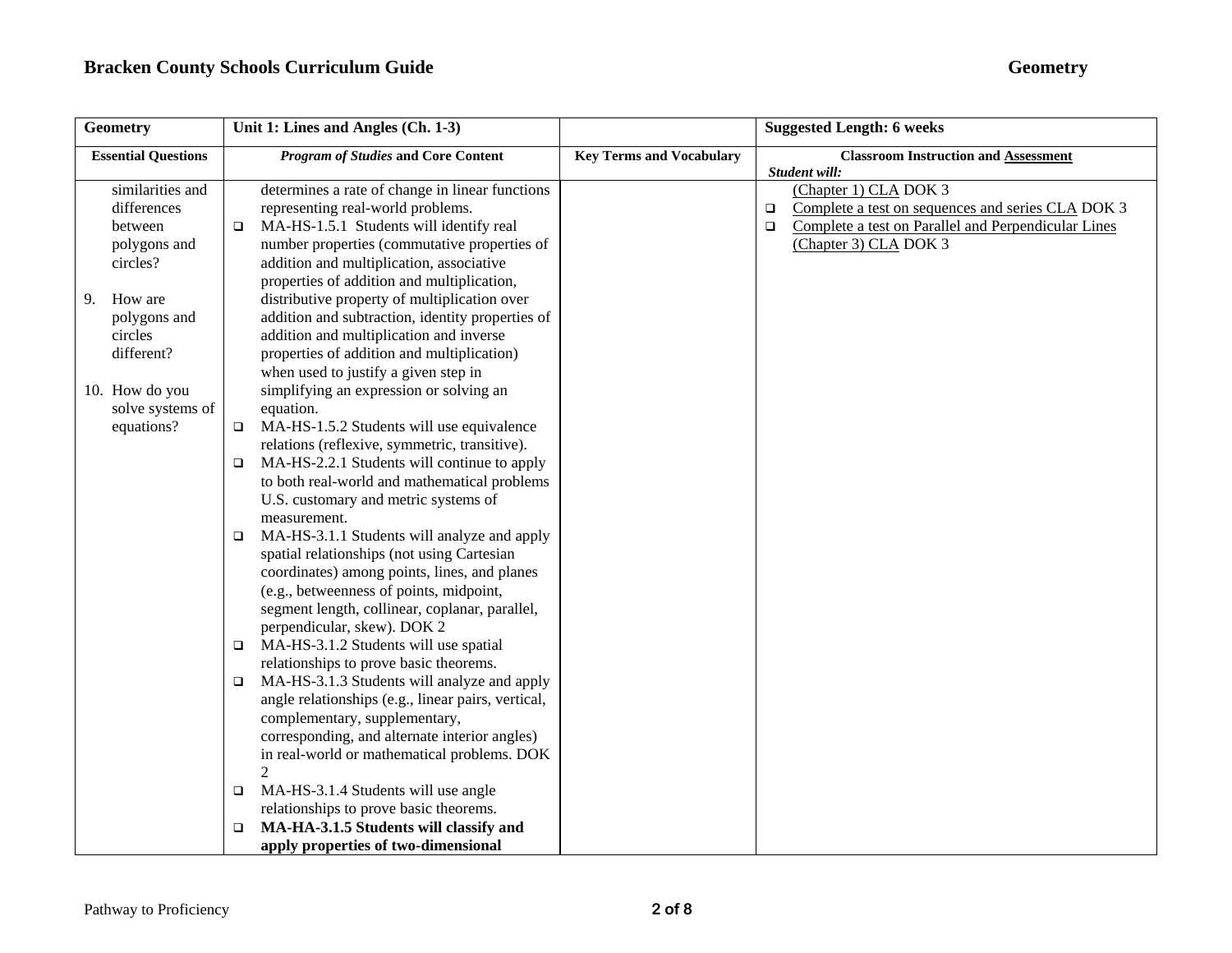| Geometry | Unit 1: Lines and Angles (Ch. 1-3) | | Suggested Length: 6 weeks |
|---|---|---|---|
| **Essential Questions** | ***Program of Studies* and Core Content** | **Key Terms and Vocabulary** | **Classroom Instruction and Assessment**<br>***Student will:*** |
| similarities and differences between polygons and circles?<br><br>9. How are polygons and circles different?<br><br>10. How do you solve systems of equations? | determines a rate of change in linear functions representing real-world problems.<br>❑ MA-HS-1.5.1 Students will identify real number properties (commutative properties of addition and multiplication, associative properties of addition and multiplication, distributive property of multiplication over addition and subtraction, identity properties of addition and multiplication and inverse properties of addition and multiplication) when used to justify a given step in simplifying an expression or solving an equation.<br>❑ MA-HS-1.5.2 Students will use equivalence relations (reflexive, symmetric, transitive).<br>❑ MA-HS-2.2.1 Students will continue to apply to both real-world and mathematical problems U.S. customary and metric systems of measurement.<br>❑ MA-HS-3.1.1 Students will analyze and apply spatial relationships (not using Cartesian coordinates) among points, lines, and planes (e.g., betweenness of points, midpoint, segment length, collinear, coplanar, parallel, perpendicular, skew). DOK 2<br>❑ MA-HS-3.1.2 Students will use spatial relationships to prove basic theorems.<br>❑ MA-HS-3.1.3 Students will analyze and apply angle relationships (e.g., linear pairs, vertical, complementary, supplementary, corresponding, and alternate interior angles) in real-world or mathematical problems. DOK 2<br>❑ MA-HS-3.1.4 Students will use angle relationships to prove basic theorems.<br>❑ **MA-HA-3.1.5 Students will classify and apply properties of two-dimensional** | | (Chapter 1) CLA DOK 3<br>❑ Complete a test on sequences and series CLA DOK 3<br>❑ Complete a test on Parallel and Perpendicular Lines (Chapter 3) CLA DOK 3 |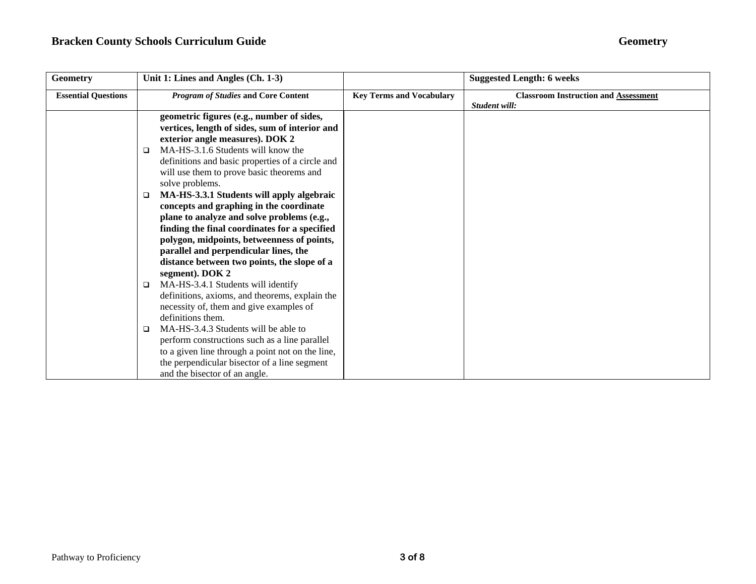| Geometry | Unit 1: Lines and Angles (Ch. 1-3) | | Suggested Length: 6 weeks |
|---|---|---|---|
| **Essential Questions** | ***Program of Studies* and Core Content** | **Key Terms and Vocabulary** | **Classroom Instruction and Assessment** ***Student will:*** |
| | **geometric figures (e.g., number of sides, vertices, length of sides, sum of interior and exterior angle measures). DOK 2**<br>❑ MA-HS-3.1.6 Students will know the definitions and basic properties of a circle and will use them to prove basic theorems and solve problems.<br>❑ **MA-HS-3.3.1 Students will apply algebraic concepts and graphing in the coordinate plane to analyze and solve problems (e.g., finding the final coordinates for a specified polygon, midpoints, betweenness of points, parallel and perpendicular lines, the distance between two points, the slope of a segment). DOK 2**<br>❑ MA-HS-3.4.1 Students will identify definitions, axioms, and theorems, explain the necessity of, them and give examples of definitions them.<br>❑ MA-HS-3.4.3 Students will be able to perform constructions such as a line parallel to a given line through a point not on the line, the perpendicular bisector of a line segment and the bisector of an angle. | | |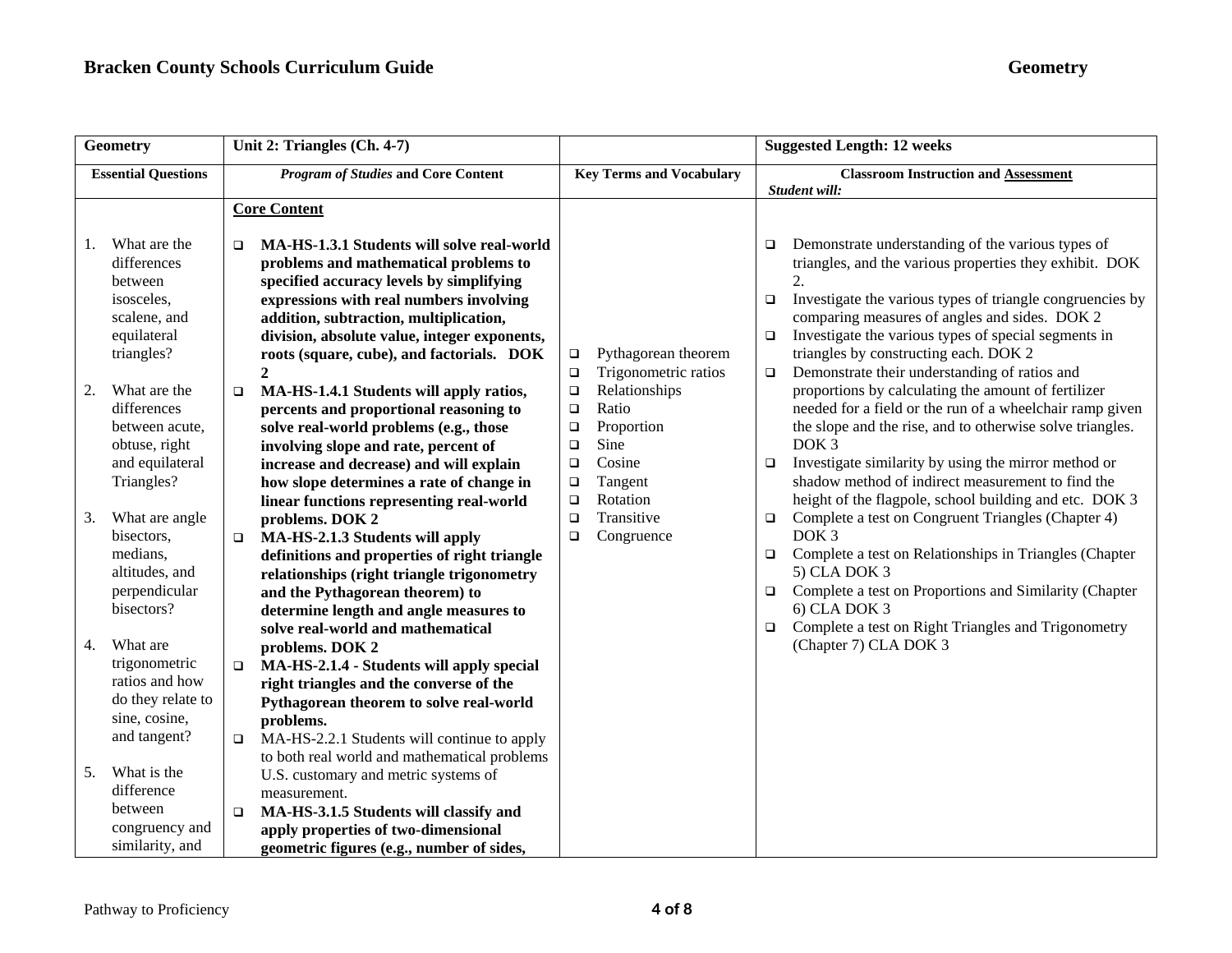| Geometry | Unit 2: Triangles (Ch. 4-7) | | Suggested Length: 12 weeks |
|---|---|---|---|
| **Essential Questions** | ***Program of Studies* and Core Content** | **Key Terms and Vocabulary** | **Classroom Instruction and <u>Assessment</u>** *Student will:* |
| 1. What are the differences between isosceles, scalene, and equilateral triangles?<br><br>2. What are the differences between acute, obtuse, right and equilateral Triangles?<br><br>3. What are angle bisectors, medians, altitudes, and perpendicular bisectors?<br><br>4. What are trigonometric ratios and how do they relate to sine, cosine, and tangent?<br><br>5. What is the difference between congruency and similarity, and | **<u>Core Content</u>**<br><br>❑ **MA-HS-1.3.1 Students will solve real-world problems and mathematical problems to specified accuracy levels by simplifying expressions with real numbers involving addition, subtraction, multiplication, division, absolute value, integer exponents, roots (square, cube), and factorials. DOK 2**<br>❑ **MA-HS-1.4.1 Students will apply ratios, percents and proportional reasoning to solve real-world problems (e.g., those involving slope and rate, percent of increase and decrease) and will explain how slope determines a rate of change in linear functions representing real-world problems. DOK 2**<br>❑ **MA-HS-2.1.3 Students will apply definitions and properties of right triangle relationships (right triangle trigonometry and the Pythagorean theorem) to determine length and angle measures to solve real-world and mathematical problems. DOK 2**<br>❑ **MA-HS-2.1.4 - Students will apply special right triangles and the converse of the Pythagorean theorem to solve real-world problems.**<br>❑ MA-HS-2.2.1 Students will continue to apply to both real world and mathematical problems U.S. customary and metric systems of measurement.<br>❑ **MA-HS-3.1.5 Students will classify and apply properties of two-dimensional geometric figures (e.g., number of sides,** | ❑ Pythagorean theorem<br>❑ Trigonometric ratios<br>❑ Relationships<br>❑ Ratio<br>❑ Proportion<br>❑ Sine<br>❑ Cosine<br>❑ Tangent<br>❑ Rotation<br>❑ Transitive<br>❑ Congruence | ❑ Demonstrate understanding of the various types of triangles, and the various properties they exhibit. DOK 2.<br>❑ Investigate the various types of triangle congruencies by comparing measures of angles and sides. DOK 2<br>❑ Investigate the various types of special segments in triangles by constructing each. DOK 2<br>❑ Demonstrate their understanding of ratios and proportions by calculating the amount of fertilizer needed for a field or the run of a wheelchair ramp given the slope and the rise, and to otherwise solve triangles. DOK 3<br>❑ Investigate similarity by using the mirror method or shadow method of indirect measurement to find the height of the flagpole, school building and etc. DOK 3<br>❑ Complete a test on Congruent Triangles (Chapter 4) DOK 3<br>❑ Complete a test on Relationships in Triangles (Chapter 5) CLA DOK 3<br>❑ Complete a test on Proportions and Similarity (Chapter 6) CLA DOK 3<br>❑ Complete a test on Right Triangles and Trigonometry (Chapter 7) CLA DOK 3 |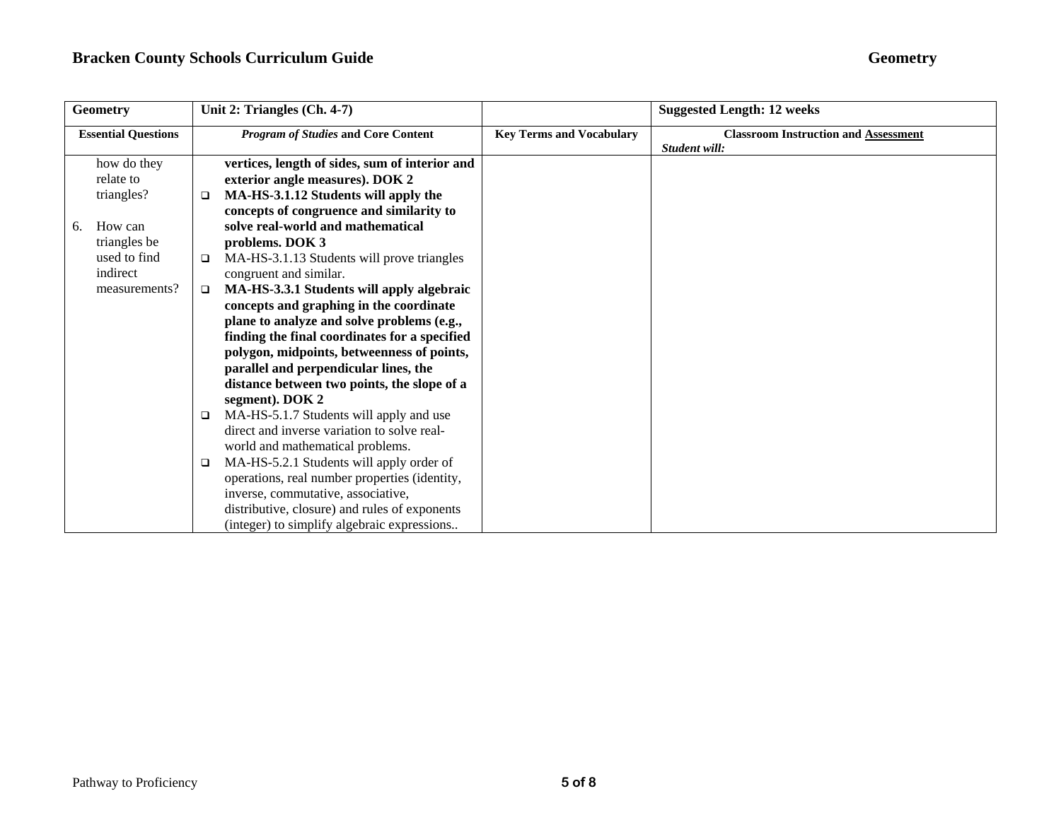| Geometry | Unit 2: Triangles (Ch. 4-7) | | Suggested Length: 12 weeks |
|---|---|---|---|
| **Essential Questions** | ***Program of Studies* and Core Content** | **Key Terms and Vocabulary** | **Classroom Instruction and Assessment** ***Student will:*** |
| how do they relate to triangles?<br><br>6. How can triangles be used to find indirect measurements? | **vertices, length of sides, sum of interior and exterior angle measures). DOK 2**<br>❑ **MA-HS-3.1.12 Students will apply the concepts of congruence and similarity to solve real-world and mathematical problems. DOK 3**<br>❑ MA-HS-3.1.13 Students will prove triangles congruent and similar.<br>❑ **MA-HS-3.3.1 Students will apply algebraic concepts and graphing in the coordinate plane to analyze and solve problems (e.g., finding the final coordinates for a specified polygon, midpoints, betweenness of points, parallel and perpendicular lines, the distance between two points, the slope of a segment). DOK 2**<br>❑ MA-HS-5.1.7 Students will apply and use direct and inverse variation to solve real-world and mathematical problems.<br>❑ MA-HS-5.2.1 Students will apply order of operations, real number properties (identity, inverse, commutative, associative, distributive, closure) and rules of exponents (integer) to simplify algebraic expressions.. | | |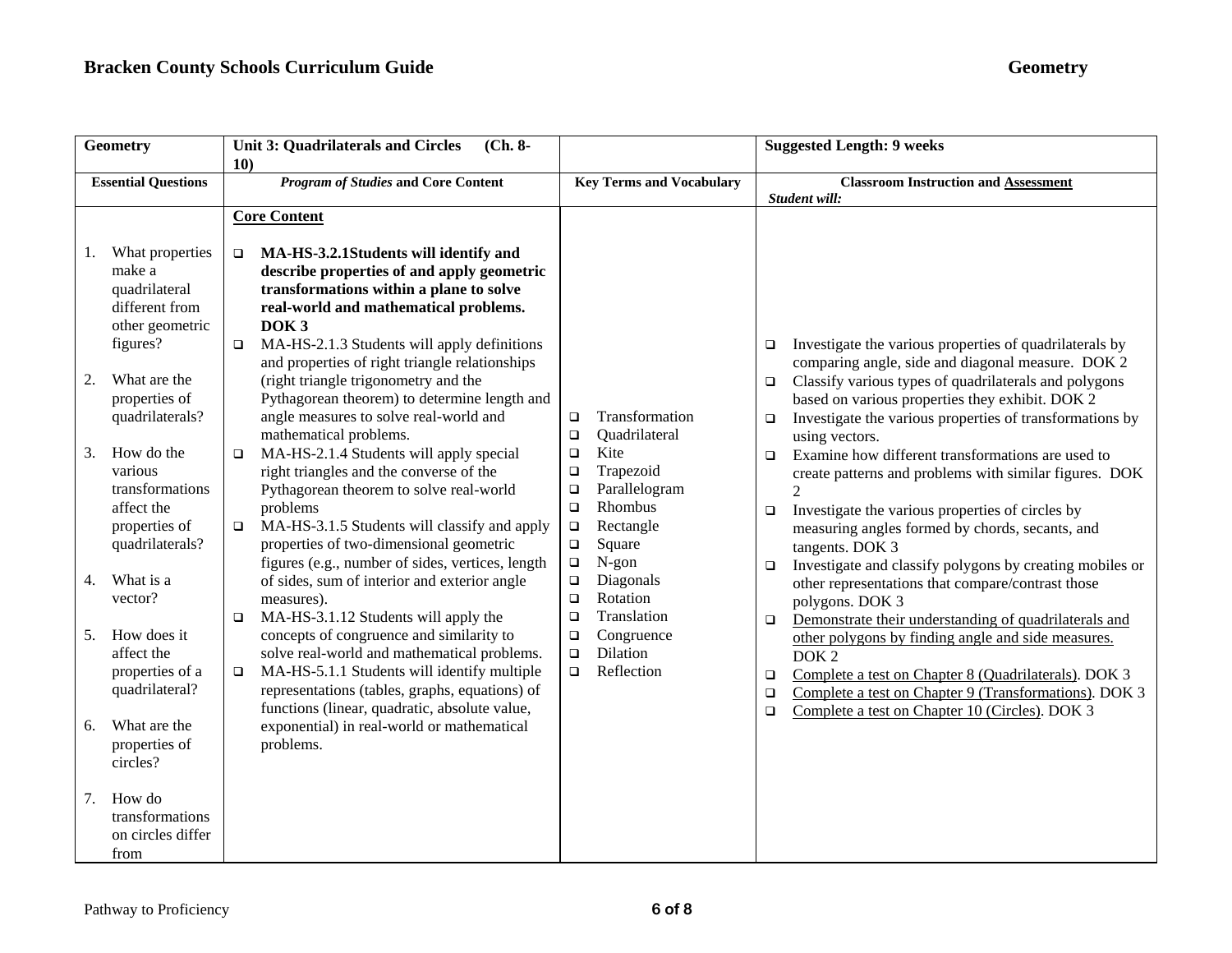| Geometry | Unit 3: Quadrilaterals and Circles (Ch. 8-10) | | Suggested Length: 9 weeks |
|---|---|---|---|
| **Essential Questions** | ***Program of Studies* and Core Content** | **Key Terms and Vocabulary** | **Classroom Instruction and <u>Assessment</u>**<br>***Student will:*** |
| 1. What properties make a quadrilateral different from other geometric figures?<br><br>2. What are the properties of quadrilaterals?<br><br>3. How do the various transformations affect the properties of quadrilaterals?<br><br>4. What is a vector?<br><br>5. How does it affect the properties of a quadrilateral?<br><br>6. What are the properties of circles?<br><br>7. How do transformations on circles differ from | **<u>Core Content</u>**<br><br>❑ **MA-HS-3.2.1Students will identify and describe properties of and apply geometric transformations within a plane to solve real-world and mathematical problems. DOK 3**<br>❑ MA-HS-2.1.3 Students will apply definitions and properties of right triangle relationships (right triangle trigonometry and the Pythagorean theorem) to determine length and angle measures to solve real-world and mathematical problems.<br>❑ MA-HS-2.1.4 Students will apply special right triangles and the converse of the Pythagorean theorem to solve real-world problems<br>❑ MA-HS-3.1.5 Students will classify and apply properties of two-dimensional geometric figures (e.g., number of sides, vertices, length of sides, sum of interior and exterior angle measures).<br>❑ MA-HS-3.1.12 Students will apply the concepts of congruence and similarity to solve real-world and mathematical problems.<br>❑ MA-HS-5.1.1 Students will identify multiple representations (tables, graphs, equations) of functions (linear, quadratic, absolute value, exponential) in real-world or mathematical problems. | ❑ Transformation<br>❑ Quadrilateral<br>❑ Kite<br>❑ Trapezoid<br>❑ Parallelogram<br>❑ Rhombus<br>❑ Rectangle<br>❑ Square<br>❑ N-gon<br>❑ Diagonals<br>❑ Rotation<br>❑ Translation<br>❑ Congruence<br>❑ Dilation<br>❑ Reflection | ❑ Investigate the various properties of quadrilaterals by comparing angle, side and diagonal measure. DOK 2<br>❑ Classify various types of quadrilaterals and polygons based on various properties they exhibit. DOK 2<br>❑ Investigate the various properties of transformations by using vectors.<br>❑ Examine how different transformations are used to create patterns and problems with similar figures. DOK 2<br>❑ Investigate the various properties of circles by measuring angles formed by chords, secants, and tangents. DOK 3<br>❑ Investigate and classify polygons by creating mobiles or other representations that compare/contrast those polygons. DOK 3<br>❑ <u>Demonstrate their understanding of quadrilaterals and other polygons by finding angle and side measures.</u> DOK 2<br>❑ <u>Complete a test on Chapter 8 (Quadrilaterals)</u>. DOK 3<br>❑ <u>Complete a test on Chapter 9 (Transformations)</u>. DOK 3<br>❑ <u>Complete a test on Chapter 10 (Circles)</u>. DOK 3 |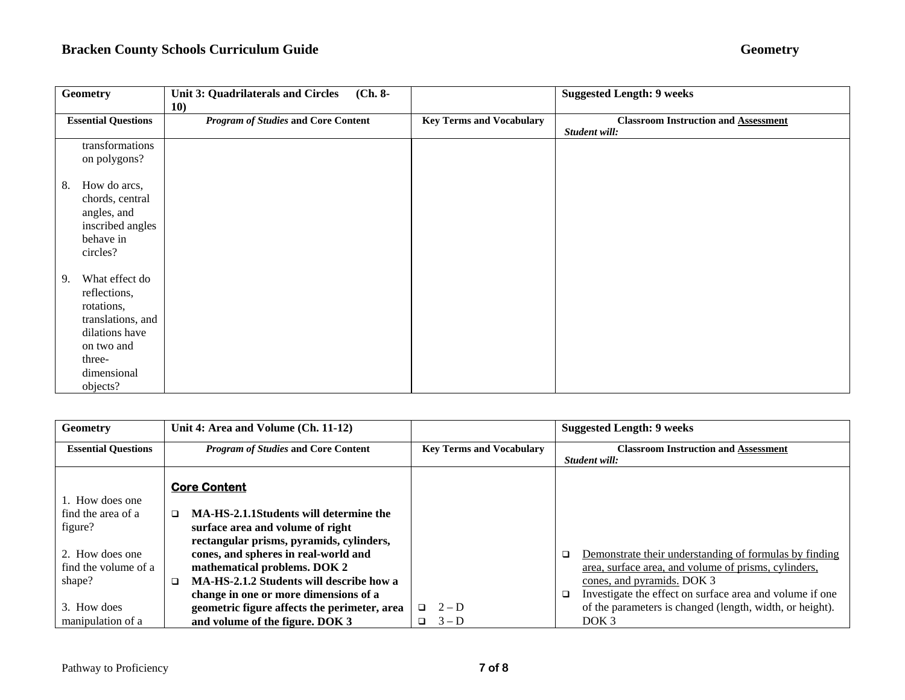| Geometry | Unit 3: Quadrilaterals and Circles (Ch. 8-10) | | Suggested Length: 9 weeks |
|---|---|---|---|
| **Essential Questions** | ***Program of Studies* and Core Content** | **Key Terms and Vocabulary** | **Classroom Instruction and Assessment** *Student will:* |
| transformations on polygons?<br><br>8. How do arcs, chords, central angles, and inscribed angles behave in circles?<br><br>9. What effect do reflections, rotations, translations, and dilations have on two and three-dimensional objects? | | | |

| Geometry | Unit 4: Area and Volume (Ch. 11-12) | | Suggested Length: 9 weeks |
|---|---|---|---|
| **Essential Questions** | ***Program of Studies* and Core Content** | **Key Terms and Vocabulary** | **Classroom Instruction and Assessment** *Student will:* |
| 1. How does one find the area of a figure?<br><br>2. How does one find the volume of a shape?<br><br>3. How does manipulation of a | **Core Content**<br><br>❑ **MA-HS-2.1.1Students will determine the surface area and volume of right rectangular prisms, pyramids, cylinders, cones, and spheres in real-world and mathematical problems. DOK 2**<br>❑ **MA-HS-2.1.2 Students will describe how a change in one or more dimensions of a geometric figure affects the perimeter, area and volume of the figure. DOK 3** | ❑ 2 – D<br>❑ 3 – D | ❑ Demonstrate their understanding of formulas by finding area, surface area, and volume of prisms, cylinders, cones, and pyramids. DOK 3<br>❑ Investigate the effect on surface area and volume if one of the parameters is changed (length, width, or height). DOK 3 |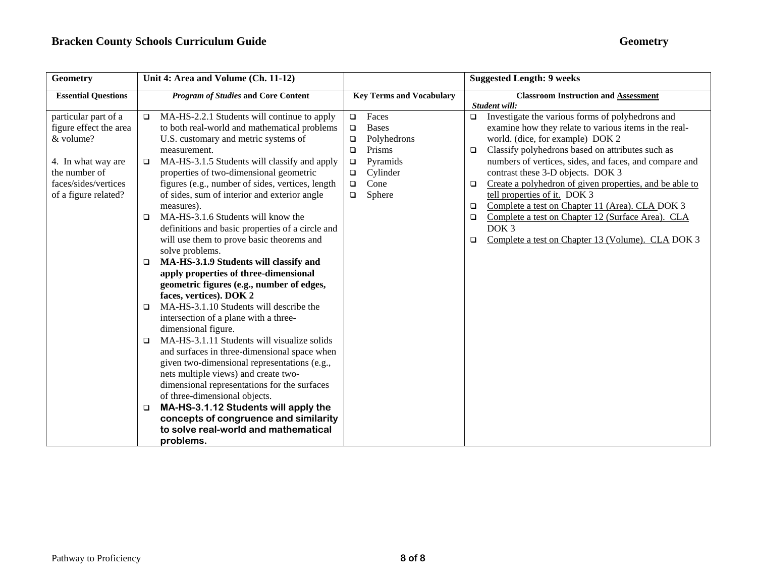| Geometry | Unit 4: Area and Volume (Ch. 11-12) | | Suggested Length: 9 weeks |
|---|---|---|---|
| **Essential Questions** | ***Program of Studies* and Core Content** | **Key Terms and Vocabulary** | **Classroom Instruction and Assessment** *Student will:* |
| particular part of a figure effect the area & volume?<br><br>4. In what way are the number of faces/sides/vertices of a figure related? | ❑ MA-HS-2.2.1 Students will continue to apply to both real-world and mathematical problems U.S. customary and metric systems of measurement.<br>❑ MA-HS-3.1.5 Students will classify and apply properties of two-dimensional geometric figures (e.g., number of sides, vertices, length of sides, sum of interior and exterior angle measures).<br>❑ MA-HS-3.1.6 Students will know the definitions and basic properties of a circle and will use them to prove basic theorems and solve problems.<br>❑ **MA-HS-3.1.9 Students will classify and apply properties of three-dimensional geometric figures (e.g., number of edges, faces, vertices). DOK 2**<br>❑ MA-HS-3.1.10 Students will describe the intersection of a plane with a three-dimensional figure.<br>❑ MA-HS-3.1.11 Students will visualize solids and surfaces in three-dimensional space when given two-dimensional representations (e.g., nets multiple views) and create two-dimensional representations for the surfaces of three-dimensional objects.<br>❑ **MA-HS-3.1.12 Students will apply the concepts of congruence and similarity to solve real-world and mathematical problems.** | ❑ Faces<br>❑ Bases<br>❑ Polyhedrons<br>❑ Prisms<br>❑ Pyramids<br>❑ Cylinder<br>❑ Cone<br>❑ Sphere | ❑ Investigate the various forms of polyhedrons and examine how they relate to various items in the real-world. (dice, for example) DOK 2<br>❑ Classify polyhedrons based on attributes such as numbers of vertices, sides, and faces, and compare and contrast these 3-D objects. DOK 3<br>❑ Create a polyhedron of given properties, and be able to tell properties of it. DOK 3<br>❑ Complete a test on Chapter 11 (Area). CLA DOK 3<br>❑ Complete a test on Chapter 12 (Surface Area). CLA DOK 3<br>❑ Complete a test on Chapter 13 (Volume). CLA DOK 3 |